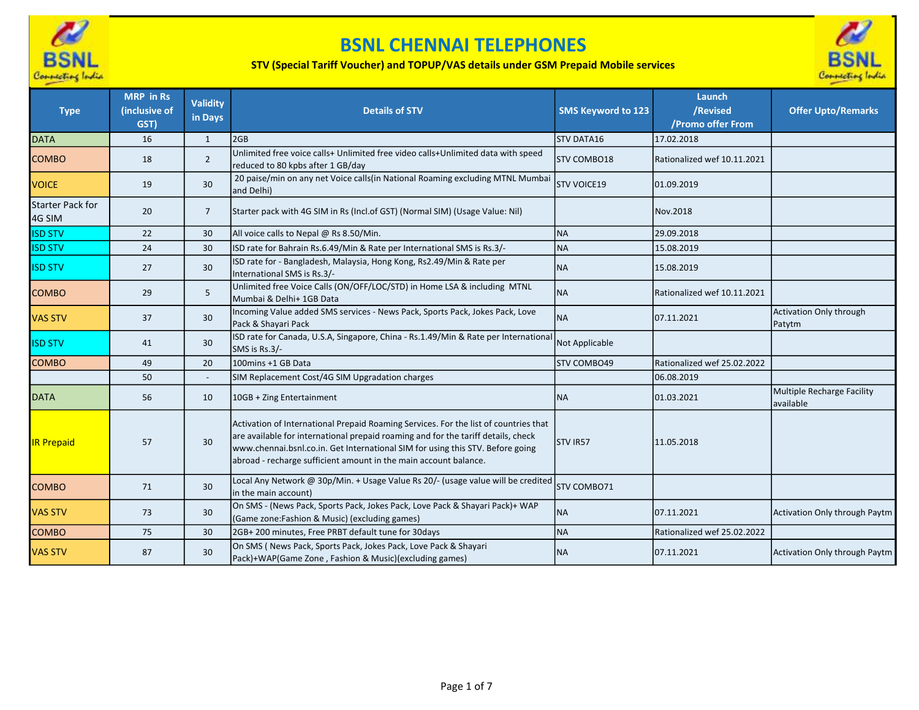# BSNL CHENNAI TELEPHONES

**STV (Special Tariff Voucher) and TOPUP/VAS details under GSM Prepaid Mobile services**

| Type | MRP in Rs (inclusive of GST) | Validity in Days | Details of STV | SMS Keyword to 123 | Launch /Revised /Promo offer From | Offer Upto/Remarks |
|---|---|---|---|---|---|---|
| DATA | 16 | 1 | 2GB | STV DATA16 | 17.02.2018 | |
| COMBO | 18 | 2 | Unlimited free voice calls+ Unlimited free video calls+Unlimited data with speed reduced to 80 kpbs after 1 GB/day | STV COMBO18 | Rationalized wef 10.11.2021 | |
| VOICE | 19 | 30 | 20 paise/min on any net Voice calls(in National Roaming excluding MTNL Mumbai and Delhi) | STV VOICE19 | 01.09.2019 | |
| Starter Pack for 4G SIM | 20 | 7 | Starter pack with 4G SIM in Rs (Incl.of GST) (Normal SIM) (Usage Value: Nil) | | Nov.2018 | |
| ISD STV | 22 | 30 | All voice calls to Nepal @ Rs 8.50/Min. | NA | 29.09.2018 | |
| ISD STV | 24 | 30 | ISD rate for Bahrain Rs.6.49/Min & Rate per International SMS is Rs.3/- | NA | 15.08.2019 | |
| ISD STV | 27 | 30 | ISD rate for - Bangladesh, Malaysia, Hong Kong, Rs2.49/Min & Rate per International SMS is Rs.3/- | NA | 15.08.2019 | |
| COMBO | 29 | 5 | Unlimited free Voice Calls (ON/OFF/LOC/STD) in Home LSA & including MTNL Mumbai & Delhi+ 1GB Data | NA | Rationalized wef 10.11.2021 | |
| VAS STV | 37 | 30 | Incoming Value added SMS services - News Pack, Sports Pack, Jokes Pack, Love Pack & Shayari Pack | NA | 07.11.2021 | Activation Only through Patytm |
| ISD STV | 41 | 30 | ISD rate for Canada, U.S.A, Singapore, China - Rs.1.49/Min & Rate per International SMS is Rs.3/- | Not Applicable | | |
| COMBO | 49 | 20 | 100mins +1 GB Data | STV COMBO49 | Rationalized wef 25.02.2022 | |
| | 50 | - | SIM Replacement Cost/4G SIM Upgradation charges | | 06.08.2019 | |
| DATA | 56 | 10 | 10GB + Zing Entertainment | NA | 01.03.2021 | Multiple Recharge Facility available |
| IR Prepaid | 57 | 30 | Activation of International Prepaid Roaming Services. For the list of countries that are available for international prepaid roaming and for the tariff details, check www.chennai.bsnl.co.in. Get International SIM for using this STV. Before going abroad - recharge sufficient amount in the main account balance. | STV IR57 | 11.05.2018 | |
| COMBO | 71 | 30 | Local Any Network @ 30p/Min. + Usage Value Rs 20/- (usage value will be credited in the main account) | STV COMBO71 | | |
| VAS STV | 73 | 30 | On SMS - (News Pack, Sports Pack, Jokes Pack, Love Pack & Shayari Pack)+ WAP (Game zone:Fashion & Music) (excluding games) | NA | 07.11.2021 | Activation Only through Paytm |
| COMBO | 75 | 30 | 2GB+ 200 minutes, Free PRBT default tune for 30days | NA | Rationalized wef 25.02.2022 | |
| VAS STV | 87 | 30 | On SMS ( News Pack, Sports Pack, Jokes Pack, Love Pack & Shayari Pack)+WAP(Game Zone , Fashion & Music)(excluding games) | NA | 07.11.2021 | Activation Only through Paytm |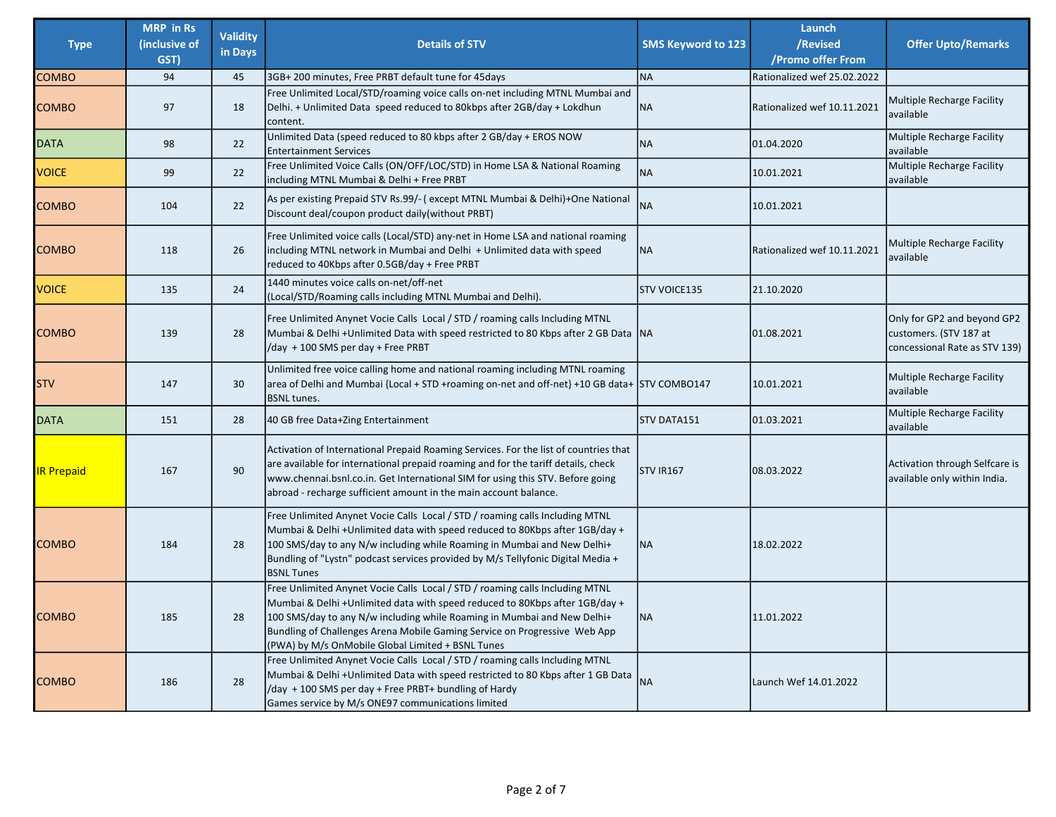| Type | MRP in Rs (inclusive of GST) | Validity in Days | Details of STV | SMS Keyword to 123 | Launch /Revised /Promo offer From | Offer Upto/Remarks |
|---|---|---|---|---|---|---|
| COMBO | 94 | 45 | 3GB+ 200 minutes, Free PRBT default tune for 45days | NA | Rationalized wef 25.02.2022 | |
| COMBO | 97 | 18 | Free Unlimited Local/STD/roaming voice calls on-net including MTNL Mumbai and Delhi. + Unlimited Data speed reduced to 80kbps after 2GB/day + Lokdhun content. | NA | Rationalized wef 10.11.2021 | Multiple Recharge Facility available |
| DATA | 98 | 22 | Unlimited Data (speed reduced to 80 kbps after 2 GB/day + EROS NOW Entertainment Services | NA | 01.04.2020 | Multiple Recharge Facility available |
| VOICE | 99 | 22 | Free Unlimited Voice Calls (ON/OFF/LOC/STD) in Home LSA & National Roaming including MTNL Mumbai & Delhi + Free PRBT | NA | 10.01.2021 | Multiple Recharge Facility available |
| COMBO | 104 | 22 | As per existing Prepaid STV Rs.99/- ( except MTNL Mumbai & Delhi)+One National Discount deal/coupon product daily(without PRBT) | NA | 10.01.2021 | |
| COMBO | 118 | 26 | Free Unlimited voice calls (Local/STD) any-net in Home LSA and national roaming including MTNL network in Mumbai and Delhi + Unlimited data with speed reduced to 40Kbps after 0.5GB/day + Free PRBT | NA | Rationalized wef 10.11.2021 | Multiple Recharge Facility available |
| VOICE | 135 | 24 | 1440 minutes voice calls on-net/off-net (Local/STD/Roaming calls including MTNL Mumbai and Delhi). | STV VOICE135 | 21.10.2020 | |
| COMBO | 139 | 28 | Free Unlimited Anynet Vocie Calls Local / STD / roaming calls Including MTNL Mumbai & Delhi +Unlimited Data with speed restricted to 80 Kbps after 2 GB Data /day + 100 SMS per day + Free PRBT | NA | 01.08.2021 | Only for GP2 and beyond GP2 customers. (STV 187 at concessional Rate as STV 139) |
| STV | 147 | 30 | Unlimited free voice calling home and national roaming including MTNL roaming area of Delhi and Mumbai {Local + STD +roaming on-net and off-net} +10 GB data+ BSNL tunes. | STV COMBO147 | 10.01.2021 | Multiple Recharge Facility available |
| DATA | 151 | 28 | 40 GB free Data+Zing Entertainment | STV DATA151 | 01.03.2021 | Multiple Recharge Facility available |
| IR Prepaid | 167 | 90 | Activation of International Prepaid Roaming Services. For the list of countries that are available for international prepaid roaming and for the tariff details, check www.chennai.bsnl.co.in. Get International SIM for using this STV. Before going abroad - recharge sufficient amount in the main account balance. | STV IR167 | 08.03.2022 | Activation through Selfcare is available only within India. |
| COMBO | 184 | 28 | Free Unlimited Anynet Vocie Calls Local / STD / roaming calls Including MTNL Mumbai & Delhi +Unlimited data with speed reduced to 80Kbps after 1GB/day + 100 SMS/day to any N/w including while Roaming in Mumbai and New Delhi+ Bundling of "Lystn" podcast services provided by M/s Tellyfonic Digital Media + BSNL Tunes | NA | 18.02.2022 | |
| COMBO | 185 | 28 | Free Unlimited Anynet Vocie Calls Local / STD / roaming calls Including MTNL Mumbai & Delhi +Unlimited data with speed reduced to 80Kbps after 1GB/day + 100 SMS/day to any N/w including while Roaming in Mumbai and New Delhi+ Bundling of Challenges Arena Mobile Gaming Service on Progressive Web App (PWA) by M/s OnMobile Global Limited + BSNL Tunes | NA | 11.01.2022 | |
| COMBO | 186 | 28 | Free Unlimited Anynet Vocie Calls Local / STD / roaming calls Including MTNL Mumbai & Delhi +Unlimited Data with speed restricted to 80 Kbps after 1 GB Data /day + 100 SMS per day + Free PRBT+ bundling of Hardy Games service by M/s ONE97 communications limited | NA | Launch Wef 14.01.2022 | |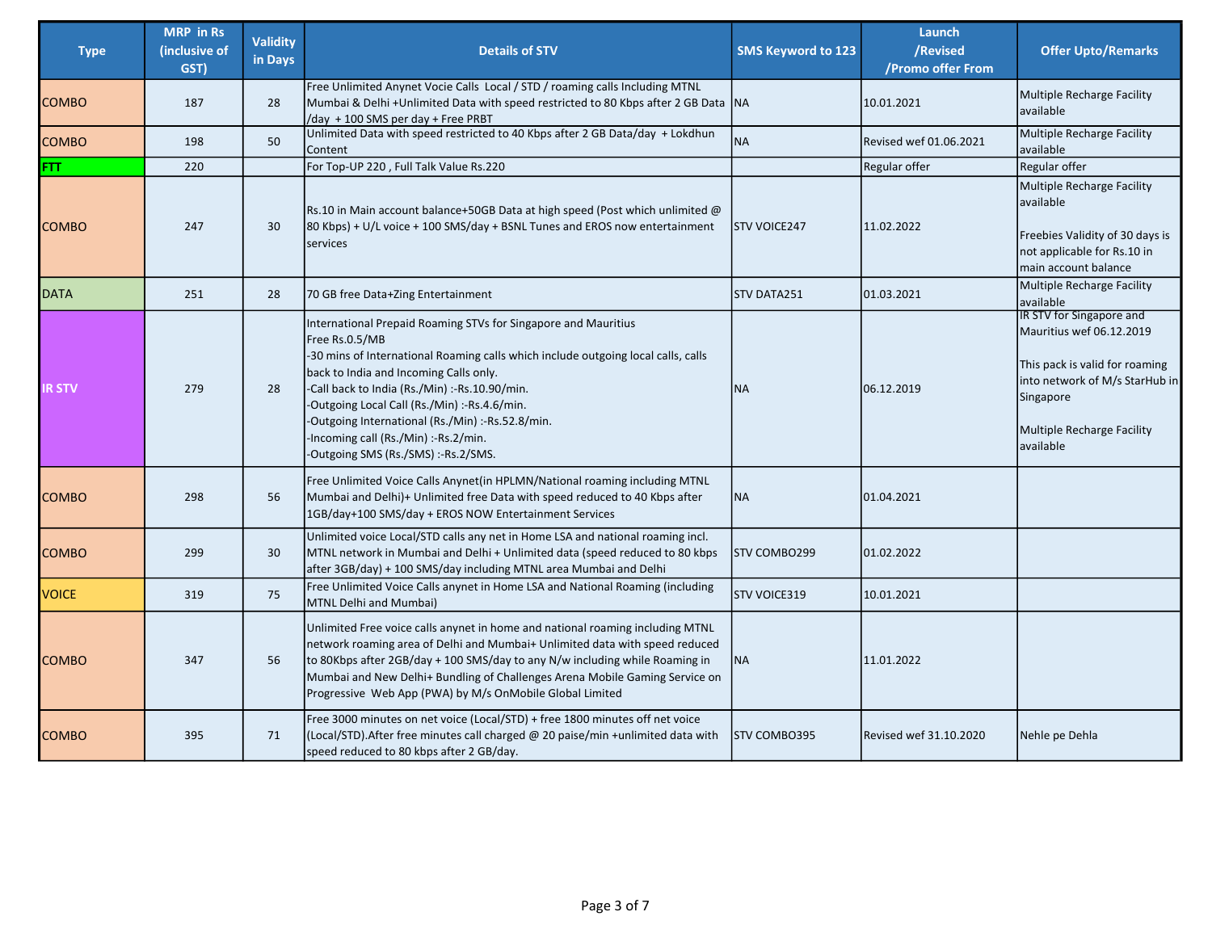| Type | MRP in Rs (inclusive of GST) | Validity in Days | Details of STV | SMS Keyword to 123 | Launch /Revised /Promo offer From | Offer Upto/Remarks |
|---|---|---|---|---|---|---|
| COMBO | 187 | 28 | Free Unlimited Anynet Vocie Calls Local / STD / roaming calls Including MTNL Mumbai & Delhi +Unlimited Data with speed restricted to 80 Kbps after 2 GB Data /day + 100 SMS per day + Free PRBT | NA | 10.01.2021 | Multiple Recharge Facility available |
| COMBO | 198 | 50 | Unlimited Data with speed restricted to 40 Kbps after 2 GB Data/day + Lokdhun Content | NA | Revised wef 01.06.2021 | Multiple Recharge Facility available |
| FTT | 220 | | For Top-UP 220 , Full Talk Value Rs.220 | | Regular offer | Regular offer |
| COMBO | 247 | 30 | Rs.10 in Main account balance+50GB Data at high speed (Post which unlimited @ 80 Kbps) + U/L voice + 100 SMS/day + BSNL Tunes and EROS now entertainment services | STV VOICE247 | 11.02.2022 | Multiple Recharge Facility available<br><br>Freebies Validity of 30 days is not applicable for Rs.10 in main account balance |
| DATA | 251 | 28 | 70 GB free Data+Zing Entertainment | STV DATA251 | 01.03.2021 | Multiple Recharge Facility available |
| IR STV | 279 | 28 | International Prepaid Roaming STVs for Singapore and Mauritius<br>Free Rs.0.5/MB<br>-30 mins of International Roaming calls which include outgoing local calls, calls back to India and Incoming Calls only.<br>-Call back to India (Rs./Min) :-Rs.10.90/min.<br>-Outgoing Local Call (Rs./Min) :-Rs.4.6/min.<br>-Outgoing International (Rs./Min) :-Rs.52.8/min.<br>-Incoming call (Rs./Min) :-Rs.2/min.<br>-Outgoing SMS (Rs./SMS) :-Rs.2/SMS. | NA | 06.12.2019 | IR STV for Singapore and Mauritius wef 06.12.2019<br><br>This pack is valid for roaming into network of M/s StarHub in Singapore<br><br>Multiple Recharge Facility available |
| COMBO | 298 | 56 | Free Unlimited Voice Calls Anynet(in HPLMN/National roaming including MTNL Mumbai and Delhi)+ Unlimited free Data with speed reduced to 40 Kbps after 1GB/day+100 SMS/day + EROS NOW Entertainment Services | NA | 01.04.2021 | |
| COMBO | 299 | 30 | Unlimited voice Local/STD calls any net in Home LSA and national roaming incl. MTNL network in Mumbai and Delhi + Unlimited data (speed reduced to 80 kbps after 3GB/day) + 100 SMS/day including MTNL area Mumbai and Delhi | STV COMBO299 | 01.02.2022 | |
| VOICE | 319 | 75 | Free Unlimited Voice Calls anynet in Home LSA and National Roaming (including MTNL Delhi and Mumbai) | STV VOICE319 | 10.01.2021 | |
| COMBO | 347 | 56 | Unlimited Free voice calls anynet in home and national roaming including MTNL network roaming area of Delhi and Mumbai+ Unlimited data with speed reduced to 80Kbps after 2GB/day + 100 SMS/day to any N/w including while Roaming in Mumbai and New Delhi+ Bundling of Challenges Arena Mobile Gaming Service on Progressive Web App (PWA) by M/s OnMobile Global Limited | NA | 11.01.2022 | |
| COMBO | 395 | 71 | Free 3000 minutes on net voice (Local/STD) + free 1800 minutes off net voice (Local/STD).After free minutes call charged @ 20 paise/min +unlimited data with speed reduced to 80 kbps after 2 GB/day. | STV COMBO395 | Revised wef 31.10.2020 | Nehle pe Dehla |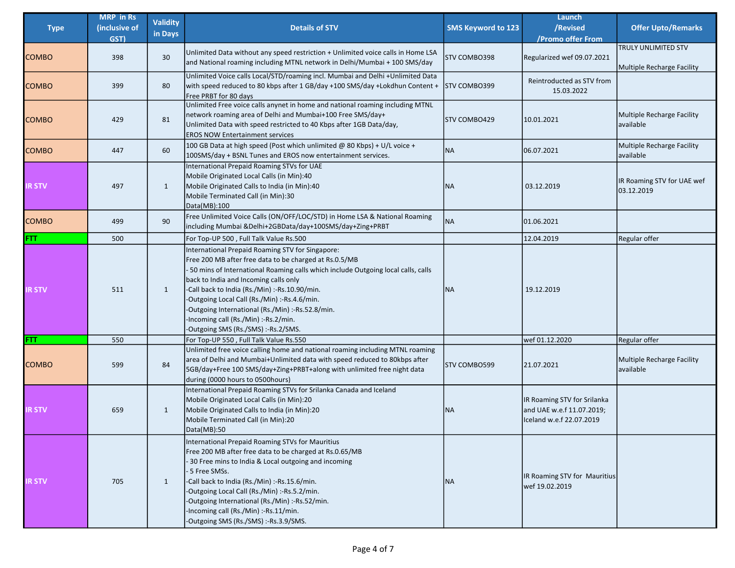| Type | MRP in Rs (inclusive of GST) | Validity in Days | Details of STV | SMS Keyword to 123 | Launch /Revised /Promo offer From | Offer Upto/Remarks |
|---|---|---|---|---|---|---|
| COMBO | 398 | 30 | Unlimited Data without any speed restriction + Unlimited voice calls in Home LSA and National roaming including MTNL network in Delhi/Mumbai + 100 SMS/day | STV COMBO398 | Regularized wef 09.07.2021 | TRULY UNLIMITED STV<br><br>Multiple Recharge Facility |
| COMBO | 399 | 80 | Unlimited Voice calls Local/STD/roaming incl. Mumbai and Delhi +Unlimited Data with speed reduced to 80 kbps after 1 GB/day +100 SMS/day +Lokdhun Content + Free PRBT for 80 days | STV COMBO399 | Reintroducted as STV from 15.03.2022 | |
| COMBO | 429 | 81 | Unlimited Free voice calls anynet in home and national roaming including MTNL network roaming area of Delhi and Mumbai+100 Free SMS/day+<br>Unlimited Data with speed restricted to 40 Kbps after 1GB Data/day,<br>EROS NOW Entertainment services | STV COMBO429 | 10.01.2021 | Multiple Recharge Facility available |
| COMBO | 447 | 60 | 100 GB Data at high speed (Post which unlimited @ 80 Kbps) + U/L voice + 100SMS/day + BSNL Tunes and EROS now entertainment services. | NA | 06.07.2021 | Multiple Recharge Facility available |
| IR STV | 497 | 1 | International Prepaid Roaming STVs for UAE<br>Mobile Originated Local Calls (in Min):40<br>Mobile Originated Calls to India (in Min):40<br>Mobile Terminated Call (in Min):30<br>Data(MB):100 | NA | 03.12.2019 | IR Roaming STV for UAE wef 03.12.2019 |
| COMBO | 499 | 90 | Free Unlimited Voice Calls (ON/OFF/LOC/STD) in Home LSA & National Roaming including Mumbai &Delhi+2GBData/day+100SMS/day+Zing+PRBT | NA | 01.06.2021 | |
| FTT | 500 | | For Top-UP 500 , Full Talk Value Rs.500 | | 12.04.2019 | Regular offer |
| IR STV | 511 | 1 | International Prepaid Roaming STV for Singapore:<br>Free 200 MB after free data to be charged at Rs.0.5/MB<br>- 50 mins of International Roaming calls which include Outgoing local calls, calls back to India and Incoming calls only<br>-Call back to India (Rs./Min) :-Rs.10.90/min.<br>-Outgoing Local Call (Rs./Min) :-Rs.4.6/min.<br>-Outgoing International (Rs./Min) :-Rs.52.8/min.<br>-Incoming call (Rs./Min) :-Rs.2/min.<br>-Outgoing SMS (Rs./SMS) :-Rs.2/SMS. | NA | 19.12.2019 | |
| FTT | 550 | | For Top-UP 550 , Full Talk Value Rs.550 | | wef 01.12.2020 | Regular offer |
| COMBO | 599 | 84 | Unlimited free voice calling home and national roaming including MTNL roaming area of Delhi and Mumbai+Unlimited data with speed reduced to 80kbps after 5GB/day+Free 100 SMS/day+Zing+PRBT+along with unlimited free night data during (0000 hours to 0500hours) | STV COMBO599 | 21.07.2021 | Multiple Recharge Facility available |
| IR STV | 659 | 1 | International Prepaid Roaming STVs for Srilanka Canada and Iceland<br>Mobile Originated Local Calls (in Min):20<br>Mobile Originated Calls to India (in Min):20<br>Mobile Terminated Call (in Min):20<br>Data(MB):50 | NA | IR Roaming STV for Srilanka and UAE w.e.f 11.07.2019; Iceland w.e.f 22.07.2019 | |
| IR STV | 705 | 1 | International Prepaid Roaming STVs for Mauritius<br>Free 200 MB after free data to be charged at Rs.0.65/MB<br>- 30 Free mins to India & Local outgoing and incoming<br>- 5 Free SMSs.<br>-Call back to India (Rs./Min) :-Rs.15.6/min.<br>-Outgoing Local Call (Rs./Min) :-Rs.5.2/min.<br>-Outgoing International (Rs./Min) :-Rs.52/min.<br>-Incoming call (Rs./Min) :-Rs.11/min.<br>-Outgoing SMS (Rs./SMS) :-Rs.3.9/SMS. | NA | IR Roaming STV for Mauritius wef 19.02.2019 | |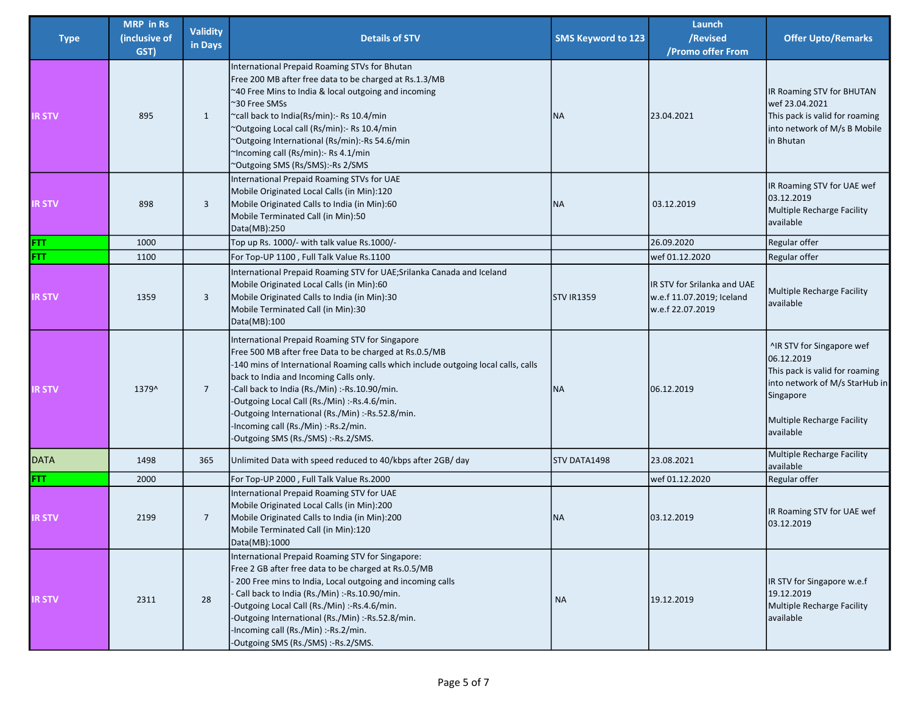| Type | MRP in Rs (inclusive of GST) | Validity in Days | Details of STV | SMS Keyword to 123 | Launch /Revised /Promo offer From | Offer Upto/Remarks |
|---|---|---|---|---|---|---|
| IR STV | 895 | 1 | International Prepaid Roaming STVs for Bhutan<br>Free 200 MB after free data to be charged at Rs.1.3/MB<br>~40 Free Mins to India & local outgoing and incoming<br>~30 Free SMSs<br>~call back to India(Rs/min):- Rs 10.4/min<br>~Outgoing Local call (Rs/min):- Rs 10.4/min<br>~Outgoing International (Rs/min):-Rs 54.6/min<br>~Incoming call (Rs/min):- Rs 4.1/min<br>~Outgoing SMS (Rs/SMS):-Rs 2/SMS | NA | 23.04.2021 | IR Roaming STV for BHUTAN wef 23.04.2021<br>This pack is valid for roaming into network of M/s B Mobile in Bhutan |
| IR STV | 898 | 3 | International Prepaid Roaming STVs for UAE<br>Mobile Originated Local Calls (in Min):120<br>Mobile Originated Calls to India (in Min):60<br>Mobile Terminated Call (in Min):50<br>Data(MB):250 | NA | 03.12.2019 | IR Roaming STV for UAE wef 03.12.2019<br>Multiple Recharge Facility available |
| FTT | 1000 | | Top up Rs. 1000/- with talk value Rs.1000/- | | 26.09.2020 | Regular offer |
| FTT | 1100 | | For Top-UP 1100 , Full Talk Value Rs.1100 | | wef 01.12.2020 | Regular offer |
| IR STV | 1359 | 3 | International Prepaid Roaming STV for UAE;Srilanka Canada and Iceland<br>Mobile Originated Local Calls (in Min):60<br>Mobile Originated Calls to India (in Min):30<br>Mobile Terminated Call (in Min):30<br>Data(MB):100 | STV IR1359 | IR STV for Srilanka and UAE w.e.f 11.07.2019; Iceland w.e.f 22.07.2019 | Multiple Recharge Facility available |
| IR STV | 1379^ | 7 | International Prepaid Roaming STV for Singapore<br>Free 500 MB after free Data to be charged at Rs.0.5/MB<br>-140 mins of International Roaming calls which include outgoing local calls, calls back to India and Incoming Calls only.<br>-Call back to India (Rs./Min) :-Rs.10.90/min.<br>-Outgoing Local Call (Rs./Min) :-Rs.4.6/min.<br>-Outgoing International (Rs./Min) :-Rs.52.8/min.<br>-Incoming call (Rs./Min) :-Rs.2/min.<br>-Outgoing SMS (Rs./SMS) :-Rs.2/SMS. | NA | 06.12.2019 | ^IR STV for Singapore wef 06.12.2019<br>This pack is valid for roaming into network of M/s StarHub in Singapore<br><br>Multiple Recharge Facility available |
| DATA | 1498 | 365 | Unlimited Data with speed reduced to 40/kbps after 2GB/ day | STV DATA1498 | 23.08.2021 | Multiple Recharge Facility available |
| FTT | 2000 | | For Top-UP 2000 , Full Talk Value Rs.2000 | | wef 01.12.2020 | Regular offer |
| IR STV | 2199 | 7 | International Prepaid Roaming STV for UAE<br>Mobile Originated Local Calls (in Min):200<br>Mobile Originated Calls to India (in Min):200<br>Mobile Terminated Call (in Min):120<br>Data(MB):1000 | NA | 03.12.2019 | IR Roaming STV for UAE wef 03.12.2019 |
| IR STV | 2311 | 28 | International Prepaid Roaming STV for Singapore:<br>Free 2 GB after free data to be charged at Rs.0.5/MB<br>- 200 Free mins to India, Local outgoing and incoming calls<br>- Call back to India (Rs./Min) :-Rs.10.90/min.<br>-Outgoing Local Call (Rs./Min) :-Rs.4.6/min.<br>-Outgoing International (Rs./Min) :-Rs.52.8/min.<br>-Incoming call (Rs./Min) :-Rs.2/min.<br>-Outgoing SMS (Rs./SMS) :-Rs.2/SMS. | NA | 19.12.2019 | IR STV for Singapore w.e.f 19.12.2019<br>Multiple Recharge Facility available |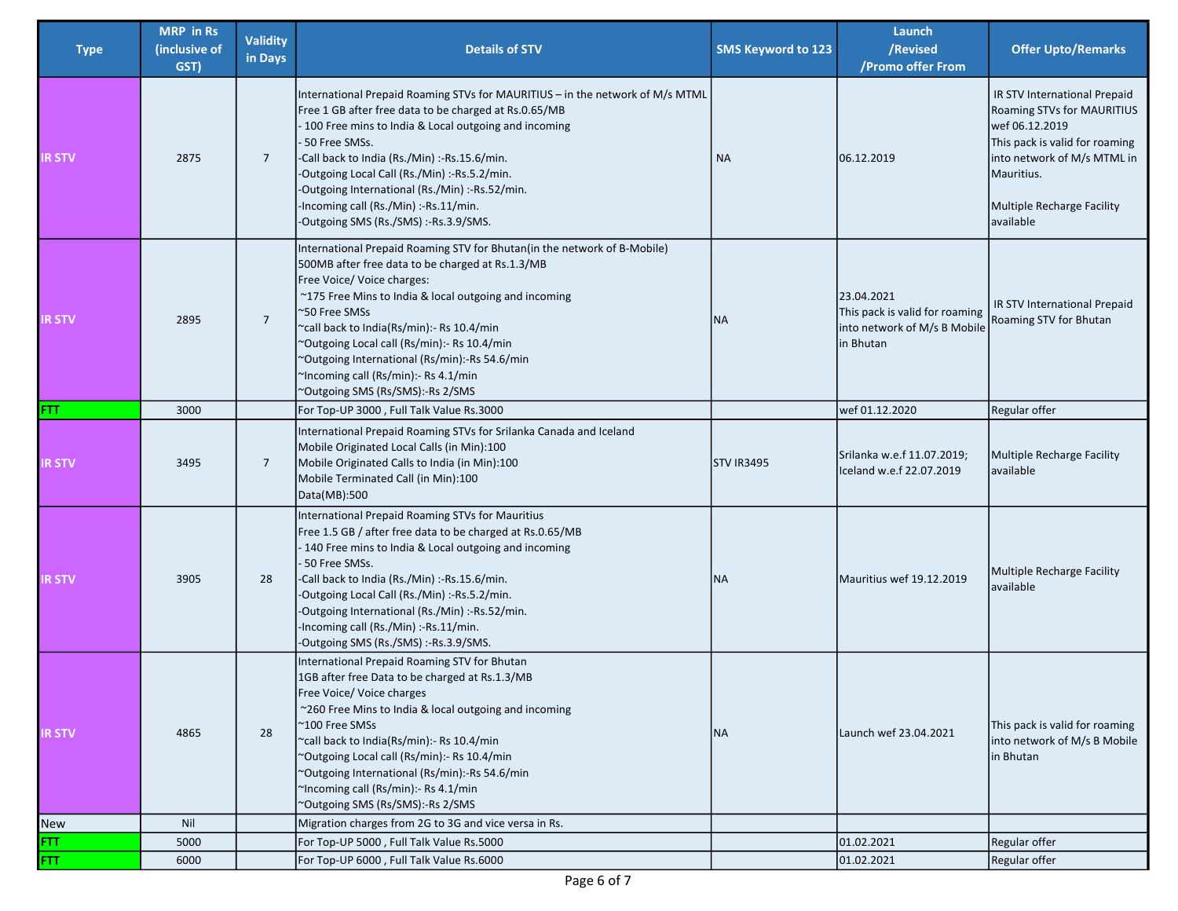| Type | MRP in Rs (inclusive of GST) | Validity in Days | Details of STV | SMS Keyword to 123 | Launch /Revised /Promo offer From | Offer Upto/Remarks |
|---|---|---|---|---|---|---|
| IR STV | 2875 | 7 | International Prepaid Roaming STVs for MAURITIUS – in the network of M/s MTML<br>Free 1 GB after free data to be charged at Rs.0.65/MB<br>- 100 Free mins to India & Local outgoing and incoming<br>- 50 Free SMSs.<br>-Call back to India (Rs./Min) :-Rs.15.6/min.<br>-Outgoing Local Call (Rs./Min) :-Rs.5.2/min.<br>-Outgoing International (Rs./Min) :-Rs.52/min.<br>-Incoming call (Rs./Min) :-Rs.11/min.<br>-Outgoing SMS (Rs./SMS) :-Rs.3.9/SMS. | NA | 06.12.2019 | IR STV International Prepaid Roaming STVs for MAURITIUS wef 06.12.2019<br>This pack is valid for roaming into network of M/s MTML in Mauritius.<br><br>Multiple Recharge Facility available |
| IR STV | 2895 | 7 | International Prepaid Roaming STV for Bhutan(in the network of B-Mobile)<br>500MB after free data to be charged at Rs.1.3/MB<br>Free Voice/ Voice charges:<br>~175 Free Mins to India & local outgoing and incoming<br>~50 Free SMSs<br>~call back to India(Rs/min):- Rs 10.4/min<br>~Outgoing Local call (Rs/min):- Rs 10.4/min<br>~Outgoing International (Rs/min):-Rs 54.6/min<br>~Incoming call (Rs/min):- Rs 4.1/min<br>~Outgoing SMS (Rs/SMS):-Rs 2/SMS | NA | 23.04.2021<br>This pack is valid for roaming into network of M/s B Mobile in Bhutan | IR STV International Prepaid Roaming STV for Bhutan |
| FTT | 3000 | | For Top-UP 3000 , Full Talk Value Rs.3000 | | wef 01.12.2020 | Regular offer |
| IR STV | 3495 | 7 | International Prepaid Roaming STVs for Srilanka Canada and Iceland<br>Mobile Originated Local Calls (in Min):100<br>Mobile Originated Calls to India (in Min):100<br>Mobile Terminated Call (in Min):100<br>Data(MB):500 | STV IR3495 | Srilanka w.e.f 11.07.2019; Iceland w.e.f 22.07.2019 | Multiple Recharge Facility available |
| IR STV | 3905 | 28 | International Prepaid Roaming STVs for Mauritius<br>Free 1.5 GB / after free data to be charged at Rs.0.65/MB<br>- 140 Free mins to India & Local outgoing and incoming<br>- 50 Free SMSs.<br>-Call back to India (Rs./Min) :-Rs.15.6/min.<br>-Outgoing Local Call (Rs./Min) :-Rs.5.2/min.<br>-Outgoing International (Rs./Min) :-Rs.52/min.<br>-Incoming call (Rs./Min) :-Rs.11/min.<br>-Outgoing SMS (Rs./SMS) :-Rs.3.9/SMS. | NA | Mauritius wef 19.12.2019 | Multiple Recharge Facility available |
| IR STV | 4865 | 28 | International Prepaid Roaming STV for Bhutan<br>1GB after free Data to be charged at Rs.1.3/MB<br>Free Voice/ Voice charges<br>~260 Free Mins to India & local outgoing and incoming<br>~100 Free SMSs<br>~call back to India(Rs/min):- Rs 10.4/min<br>~Outgoing Local call (Rs/min):- Rs 10.4/min<br>~Outgoing International (Rs/min):-Rs 54.6/min<br>~Incoming call (Rs/min):- Rs 4.1/min<br>~Outgoing SMS (Rs/SMS):-Rs 2/SMS | NA | Launch wef 23.04.2021 | This pack is valid for roaming into network of M/s B Mobile in Bhutan |
| New | Nil | | Migration charges from 2G to 3G and vice versa in Rs. | | | |
| FTT | 5000 | | For Top-UP 5000 , Full Talk Value Rs.5000 | | 01.02.2021 | Regular offer |
| FTT | 6000 | | For Top-UP 6000 , Full Talk Value Rs.6000 | | 01.02.2021 | Regular offer |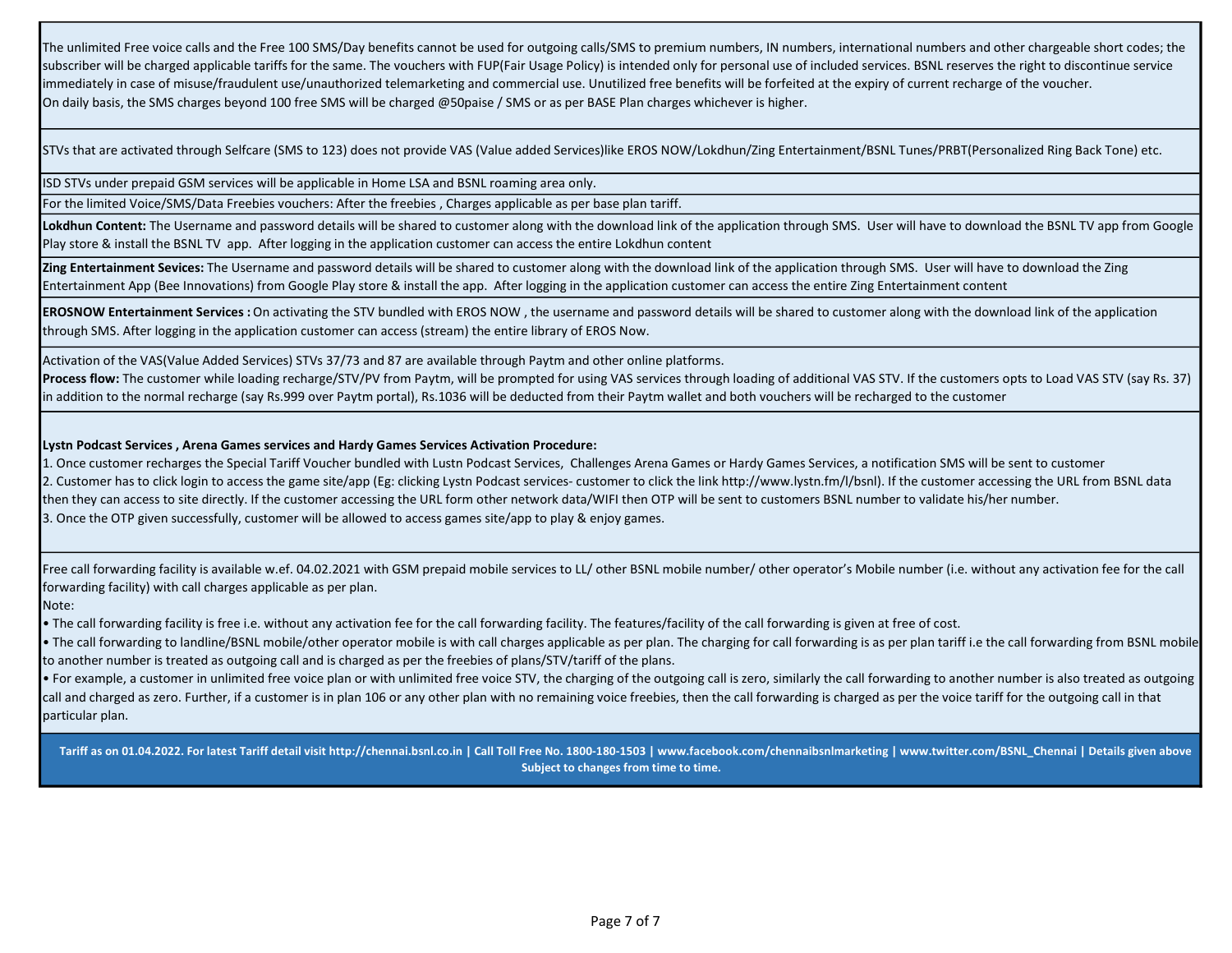The unlimited Free voice calls and the Free 100 SMS/Day benefits cannot be used for outgoing calls/SMS to premium numbers, IN numbers, international numbers and other chargeable short codes; the subscriber will be charged applicable tariffs for the same. The vouchers with FUP(Fair Usage Policy) is intended only for personal use of included services. BSNL reserves the right to discontinue service immediately in case of misuse/fraudulent use/unauthorized telemarketing and commercial use. Unutilized free benefits will be forfeited at the expiry of current recharge of the voucher.
On daily basis, the SMS charges beyond 100 free SMS will be charged @50paise / SMS or as per BASE Plan charges whichever is higher.

STVs that are activated through Selfcare (SMS to 123) does not provide VAS (Value added Services)like EROS NOW/Lokdhun/Zing Entertainment/BSNL Tunes/PRBT(Personalized Ring Back Tone) etc.

ISD STVs under prepaid GSM services will be applicable in Home LSA and BSNL roaming area only.

For the limited Voice/SMS/Data Freebies vouchers: After the freebies , Charges applicable as per base plan tariff.

**Lokdhun Content:** The Username and password details will be shared to customer along with the download link of the application through SMS. User will have to download the BSNL TV app from Google Play store & install the BSNL TV app. After logging in the application customer can access the entire Lokdhun content

**Zing Entertainment Sevices:** The Username and password details will be shared to customer along with the download link of the application through SMS. User will have to download the Zing Entertainment App (Bee Innovations) from Google Play store & install the app. After logging in the application customer can access the entire Zing Entertainment content

**EROSNOW Entertainment Services :** On activating the STV bundled with EROS NOW , the username and password details will be shared to customer along with the download link of the application through SMS. After logging in the application customer can access (stream) the entire library of EROS Now.

Activation of the VAS(Value Added Services) STVs 37/73 and 87 are available through Paytm and other online platforms.
**Process flow:** The customer while loading recharge/STV/PV from Paytm, will be prompted for using VAS services through loading of additional VAS STV. If the customers opts to Load VAS STV (say Rs. 37) in addition to the normal recharge (say Rs.999 over Paytm portal), Rs.1036 will be deducted from their Paytm wallet and both vouchers will be recharged to the customer

**Lystn Podcast Services , Arena Games services and Hardy Games Services Activation Procedure:**
1. Once customer recharges the Special Tariff Voucher bundled with Lustn Podcast Services, Challenges Arena Games or Hardy Games Services, a notification SMS will be sent to customer
2. Customer has to click login to access the game site/app (Eg: clicking Lystn Podcast services- customer to click the link http://www.lystn.fm/l/bsnl). If the customer accessing the URL from BSNL data then they can access to site directly. If the customer accessing the URL form other network data/WIFI then OTP will be sent to customers BSNL number to validate his/her number.
3. Once the OTP given successfully, customer will be allowed to access games site/app to play & enjoy games.

Free call forwarding facility is available w.ef. 04.02.2021 with GSM prepaid mobile services to LL/ other BSNL mobile number/ other operator's Mobile number (i.e. without any activation fee for the call forwarding facility) with call charges applicable as per plan.
Note:

- The call forwarding facility is free i.e. without any activation fee for the call forwarding facility. The features/facility of the call forwarding is given at free of cost.
- The call forwarding to landline/BSNL mobile/other operator mobile is with call charges applicable as per plan. The charging for call forwarding is as per plan tariff i.e the call forwarding from BSNL mobile to another number is treated as outgoing call and is charged as per the freebies of plans/STV/tariff of the plans.
- For example, a customer in unlimited free voice plan or with unlimited free voice STV, the charging of the outgoing call is zero, similarly the call forwarding to another number is also treated as outgoing call and charged as zero. Further, if a customer is in plan 106 or any other plan with no remaining voice freebies, then the call forwarding is charged as per the voice tariff for the outgoing call in that particular plan.

**Tariff as on 01.04.2022. For latest Tariff detail visit http://chennai.bsnl.co.in | Call Toll Free No. 1800-180-1503 | www.facebook.com/chennaibsnlmarketing | www.twitter.com/BSNL_Chennai | Details given above Subject to changes from time to time.**